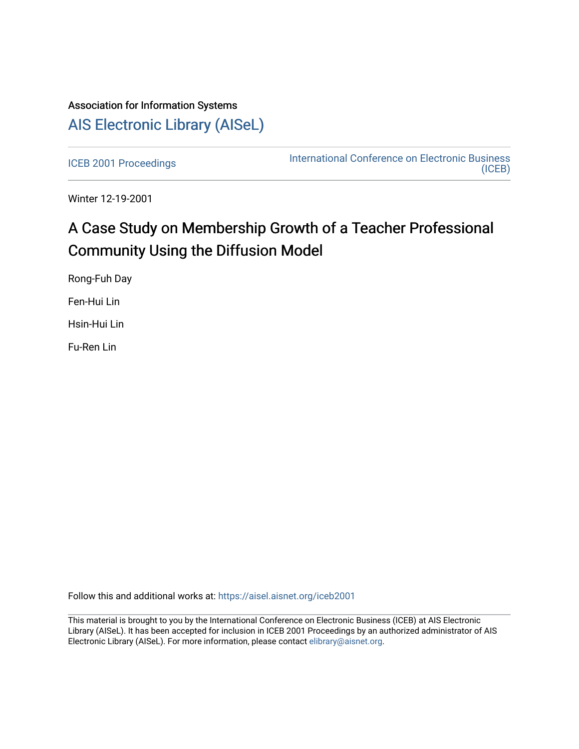Association for Information Systems

# AIS Electronic Library (AISeL)

ICEB 2001 Proceedings

International Conference on Electronic Business (ICEB)

Winter 12-19-2001

# A Case Study on Membership Growth of a Teacher Professional Community Using the Diffusion Model

Rong-Fuh Day

Fen-Hui Lin

Hsin-Hui Lin

Fu-Ren Lin

Follow this and additional works at: https://aisel.aisnet.org/iceb2001

This material is brought to you by the International Conference on Electronic Business (ICEB) at AIS Electronic Library (AISeL). It has been accepted for inclusion in ICEB 2001 Proceedings by an authorized administrator of AIS Electronic Library (AISeL). For more information, please contact elibrary@aisnet.org.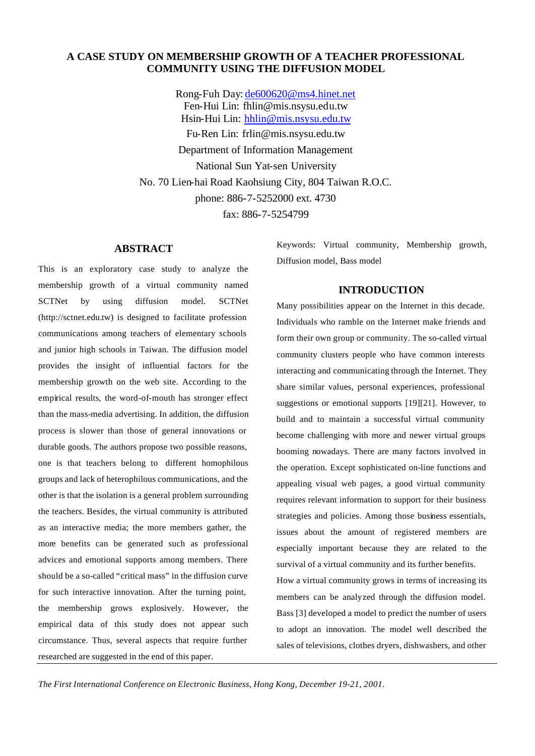# A CASE STUDY ON MEMBERSHIP GROWTH OF A TEACHER PROFESSIONAL COMMUNITY USING THE DIFFUSION MODEL

Rong-Fuh Day: de600620@ms4.hinet.net
Fen-Hui Lin: fhlin@mis.nsysu.edu.tw
Hsin-Hui Lin: hhlin@mis.nsysu.edu.tw
Fu-Ren Lin: frlin@mis.nsysu.edu.tw
Department of Information Management
National Sun Yat-sen University
No. 70 Lien-hai Road Kaohsiung City, 804 Taiwan R.O.C.
phone: 886-7-5252000 ext. 4730
fax: 886-7-5254799

## ABSTRACT

This is an exploratory case study to analyze the membership growth of a virtual community named SCTNet by using diffusion model. SCTNet (http://sctnet.edu.tw) is designed to facilitate profession communications among teachers of elementary schools and junior high schools in Taiwan. The diffusion model provides the insight of influential factors for the membership growth on the web site. According to the empirical results, the word-of-mouth has stronger effect than the mass-media advertising. In addition, the diffusion process is slower than those of general innovations or durable goods. The authors propose two possible reasons, one is that teachers belong to different homophilous groups and lack of heterophilous communications, and the other is that the isolation is a general problem surrounding the teachers. Besides, the virtual community is attributed as an interactive media; the more members gather, the more benefits can be generated such as professional advices and emotional supports among members. There should be a so-called "critical mass" in the diffusion curve for such interactive innovation. After the turning point, the membership grows explosively. However, the empirical data of this study does not appear such circumstance. Thus, several aspects that require further researched are suggested in the end of this paper.

Keywords: Virtual community, Membership growth, Diffusion model, Bass model

## INTRODUCTION

Many possibilities appear on the Internet in this decade. Individuals who ramble on the Internet make friends and form their own group or community. The so-called virtual community clusters people who have common interests interacting and communicating through the Internet. They share similar values, personal experiences, professional suggestions or emotional supports [19][21]. However, to build and to maintain a successful virtual community become challenging with more and newer virtual groups booming nowadays. There are many factors involved in the operation. Except sophisticated on-line functions and appealing visual web pages, a good virtual community requires relevant information to support for their business strategies and policies. Among those business essentials, issues about the amount of registered members are especially important because they are related to the survival of a virtual community and its further benefits.

How a virtual community grows in terms of increasing its members can be analyzed through the diffusion model. Bass [3] developed a model to predict the number of users to adopt an innovation. The model well described the sales of televisions, clothes dryers, dishwashers, and other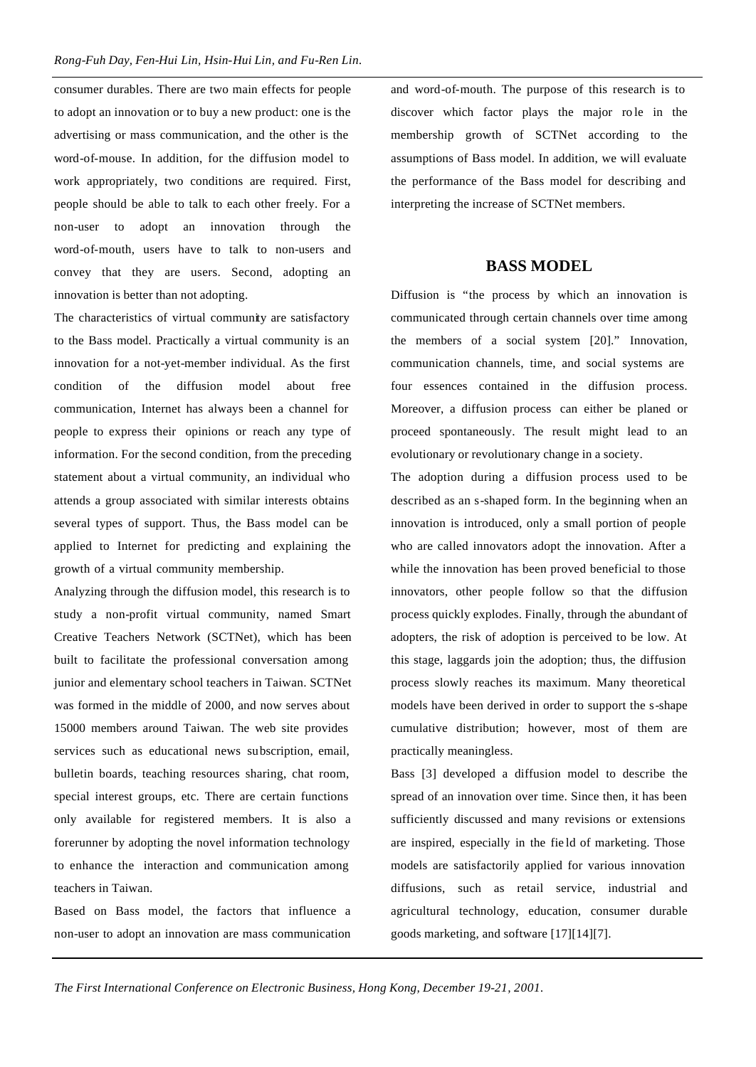consumer durables. There are two main effects for people to adopt an innovation or to buy a new product: one is the advertising or mass communication, and the other is the word-of-mouse. In addition, for the diffusion model to work appropriately, two conditions are required. First, people should be able to talk to each other freely. For a non-user to adopt an innovation through the word-of-mouth, users have to talk to non-users and convey that they are users. Second, adopting an innovation is better than not adopting.

The characteristics of virtual community are satisfactory to the Bass model. Practically a virtual community is an innovation for a not-yet-member individual. As the first condition of the diffusion model about free communication, Internet has always been a channel for people to express their opinions or reach any type of information. For the second condition, from the preceding statement about a virtual community, an individual who attends a group associated with similar interests obtains several types of support. Thus, the Bass model can be applied to Internet for predicting and explaining the growth of a virtual community membership.

Analyzing through the diffusion model, this research is to study a non-profit virtual community, named Smart Creative Teachers Network (SCTNet), which has been built to facilitate the professional conversation among junior and elementary school teachers in Taiwan. SCTNet was formed in the middle of 2000, and now serves about 15000 members around Taiwan. The web site provides services such as educational news subscription, email, bulletin boards, teaching resources sharing, chat room, special interest groups, etc. There are certain functions only available for registered members. It is also a forerunner by adopting the novel information technology to enhance the interaction and communication among teachers in Taiwan.

Based on Bass model, the factors that influence a non-user to adopt an innovation are mass communication and word-of-mouth. The purpose of this research is to discover which factor plays the major role in the membership growth of SCTNet according to the assumptions of Bass model. In addition, we will evaluate the performance of the Bass model for describing and interpreting the increase of SCTNet members.

## BASS MODEL

Diffusion is "the process by which an innovation is communicated through certain channels over time among the members of a social system [20]." Innovation, communication channels, time, and social systems are four essences contained in the diffusion process. Moreover, a diffusion process can either be planed or proceed spontaneously. The result might lead to an evolutionary or revolutionary change in a society.

The adoption during a diffusion process used to be described as an s-shaped form. In the beginning when an innovation is introduced, only a small portion of people who are called innovators adopt the innovation. After a while the innovation has been proved beneficial to those innovators, other people follow so that the diffusion process quickly explodes. Finally, through the abundant of adopters, the risk of adoption is perceived to be low. At this stage, laggards join the adoption; thus, the diffusion process slowly reaches its maximum. Many theoretical models have been derived in order to support the s-shape cumulative distribution; however, most of them are practically meaningless.

Bass [3] developed a diffusion model to describe the spread of an innovation over time. Since then, it has been sufficiently discussed and many revisions or extensions are inspired, especially in the field of marketing. Those models are satisfactorily applied for various innovation diffusions, such as retail service, industrial and agricultural technology, education, consumer durable goods marketing, and software [17][14][7].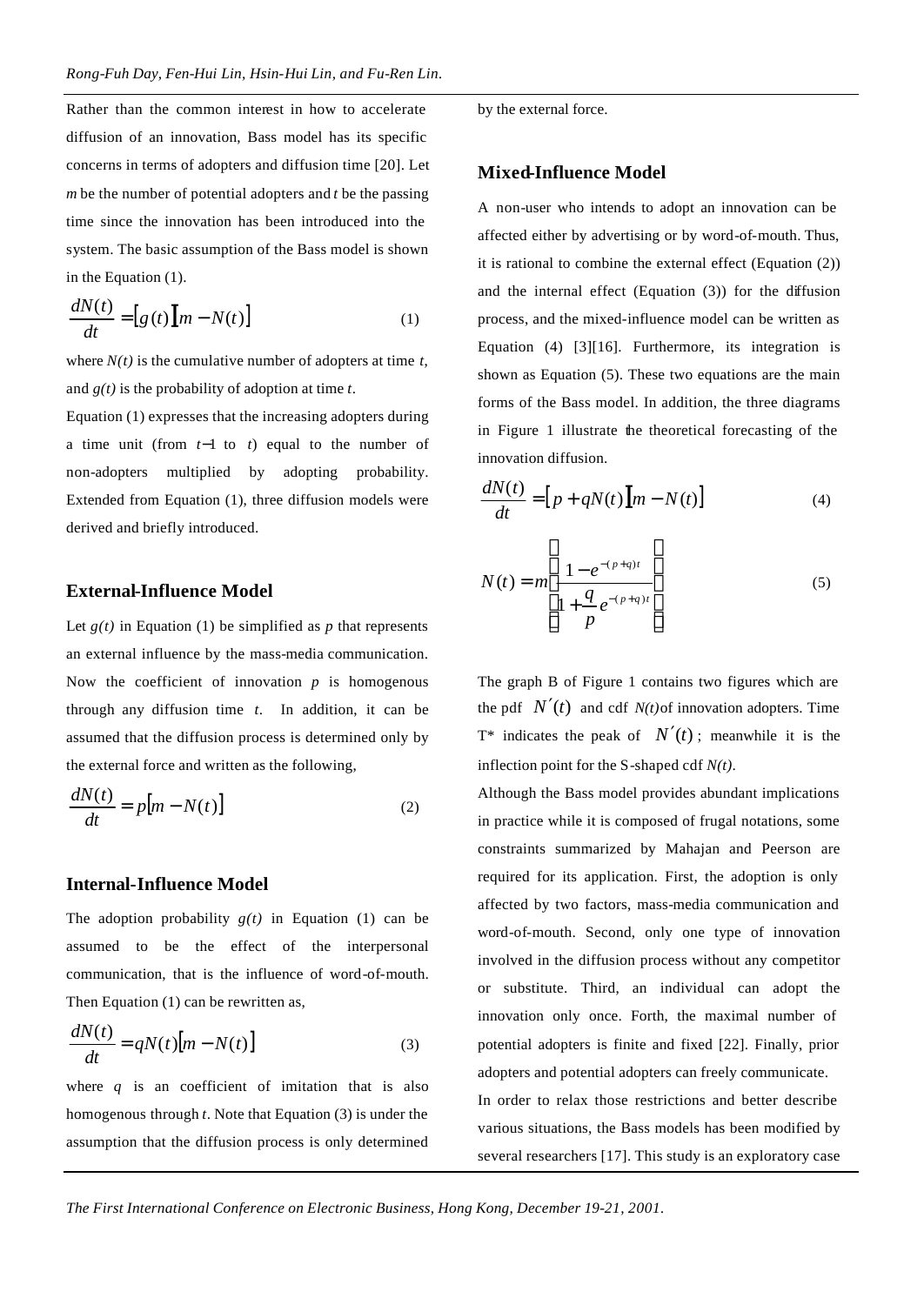Rather than the common interest in how to accelerate diffusion of an innovation, Bass model has its specific concerns in terms of adopters and diffusion time [20]. Let $m$ be the number of potential adopters and $t$ be the passing time since the innovation has been introduced into the system. The basic assumption of the Bass model is shown in the Equation (1).

$$\frac{dN(t)}{dt} = [g(t)][m - N(t)] \tag{1}$$

where $N(t)$ is the cumulative number of adopters at time $t$, and $g(t)$ is the probability of adoption at time $t$.

Equation (1) expresses that the increasing adopters during a time unit (from $t-1$ to $t$) equal to the number of non-adopters multiplied by adopting probability. Extended from Equation (1), three diffusion models were derived and briefly introduced.

## External-Influence Model

Let $g(t)$ in Equation (1) be simplified as $p$ that represents an external influence by the mass-media communication. Now the coefficient of innovation $p$ is homogenous through any diffusion time $t$. In addition, it can be assumed that the diffusion process is determined only by the external force and written as the following,

$$\frac{dN(t)}{dt} = p[m - N(t)] \tag{2}$$

## Internal-Influence Model

The adoption probability $g(t)$ in Equation (1) can be assumed to be the effect of the interpersonal communication, that is the influence of word-of-mouth. Then Equation (1) can be rewritten as,

$$\frac{dN(t)}{dt} = qN(t)[m - N(t)] \tag{3}$$

where $q$ is an coefficient of imitation that is also homogenous through $t$. Note that Equation (3) is under the assumption that the diffusion process is only determined by the external force.

## Mixed-Influence Model

A non-user who intends to adopt an innovation can be affected either by advertising or by word-of-mouth. Thus, it is rational to combine the external effect (Equation (2)) and the internal effect (Equation (3)) for the diffusion process, and the mixed-influence model can be written as Equation (4) [3][16]. Furthermore, its integration is shown as Equation (5). These two equations are the main forms of the Bass model. In addition, the three diagrams in Figure 1 illustrate the theoretical forecasting of the innovation diffusion.

$$\frac{dN(t)}{dt} = [p + qN(t)][m - N(t)] \tag{4}$$

$$N(t) = m\left[\frac{1 - e^{-(p+q)t}}{1 + \frac{q}{p}e^{-(p+q)t}}\right] \tag{5}$$

The graph B of Figure 1 contains two figures which are the pdf $N'(t)$ and cdf $N(t)$ of innovation adopters. Time T* indicates the peak of $N'(t)$; meanwhile it is the inflection point for the S-shaped cdf $N(t)$.

Although the Bass model provides abundant implications in practice while it is composed of frugal notations, some constraints summarized by Mahajan and Peerson are required for its application. First, the adoption is only affected by two factors, mass-media communication and word-of-mouth. Second, only one type of innovation involved in the diffusion process without any competitor or substitute. Third, an individual can adopt the innovation only once. Forth, the maximal number of potential adopters is finite and fixed [22]. Finally, prior adopters and potential adopters can freely communicate.

In order to relax those restrictions and better describe various situations, the Bass models has been modified by several researchers [17]. This study is an exploratory case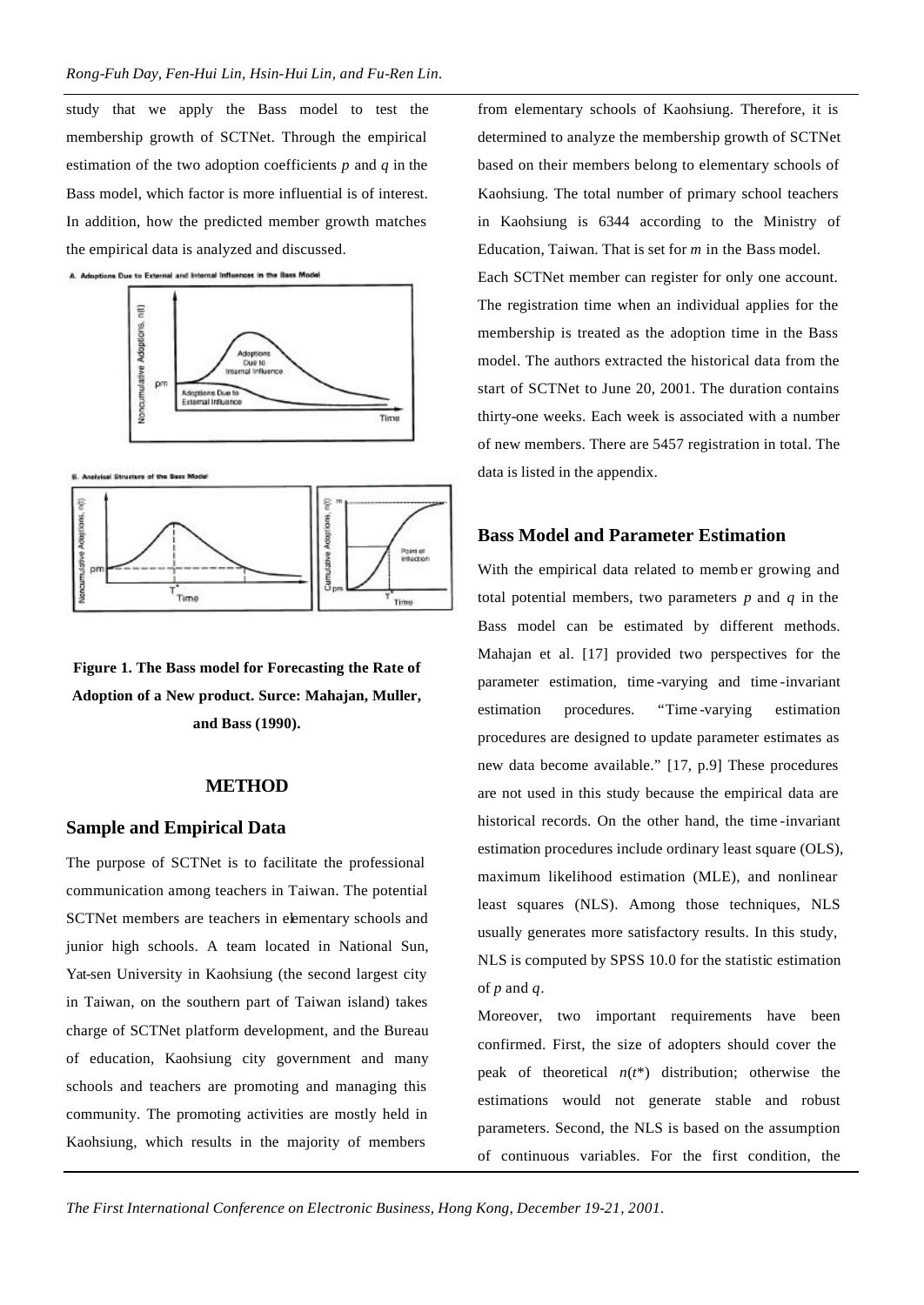study that we apply the Bass model to test the membership growth of SCTNet. Through the empirical estimation of the two adoption coefficients $p$ and $q$ in the Bass model, which factor is more influential is of interest. In addition, how the predicted member growth matches the empirical data is analyzed and discussed.

**Figure 1. The Bass model for Forecasting the Rate of Adoption of a New product. Surce: Mahajan, Muller, and Bass (1990).**

## METHOD

### Sample and Empirical Data

The purpose of SCTNet is to facilitate the professional communication among teachers in Taiwan. The potential SCTNet members are teachers in elementary schools and junior high schools. A team located in National Sun, Yat-sen University in Kaohsiung (the second largest city in Taiwan, on the southern part of Taiwan island) takes charge of SCTNet platform development, and the Bureau of education, Kaohsiung city government and many schools and teachers are promoting and managing this community. The promoting activities are mostly held in Kaohsiung, which results in the majority of members from elementary schools of Kaohsiung. Therefore, it is determined to analyze the membership growth of SCTNet based on their members belong to elementary schools of Kaohsiung. The total number of primary school teachers in Kaohsiung is 6344 according to the Ministry of Education, Taiwan. That is set for $m$ in the Bass model.

Each SCTNet member can register for only one account. The registration time when an individual applies for the membership is treated as the adoption time in the Bass model. The authors extracted the historical data from the start of SCTNet to June 20, 2001. The duration contains thirty-one weeks. Each week is associated with a number of new members. There are 5457 registration in total. The data is listed in the appendix.

### Bass Model and Parameter Estimation

With the empirical data related to member growing and total potential members, two parameters $p$ and $q$ in the Bass model can be estimated by different methods. Mahajan et al. [17] provided two perspectives for the parameter estimation, time-varying and time-invariant estimation procedures. "Time-varying estimation procedures are designed to update parameter estimates as new data become available." [17, p.9] These procedures are not used in this study because the empirical data are historical records. On the other hand, the time-invariant estimation procedures include ordinary least square (OLS), maximum likelihood estimation (MLE), and nonlinear least squares (NLS). Among those techniques, NLS usually generates more satisfactory results. In this study, NLS is computed by SPSS 10.0 for the statistic estimation of $p$ and $q$.

Moreover, two important requirements have been confirmed. First, the size of adopters should cover the peak of theoretical $n(t^*)$ distribution; otherwise the estimations would not generate stable and robust parameters. Second, the NLS is based on the assumption of continuous variables. For the first condition, the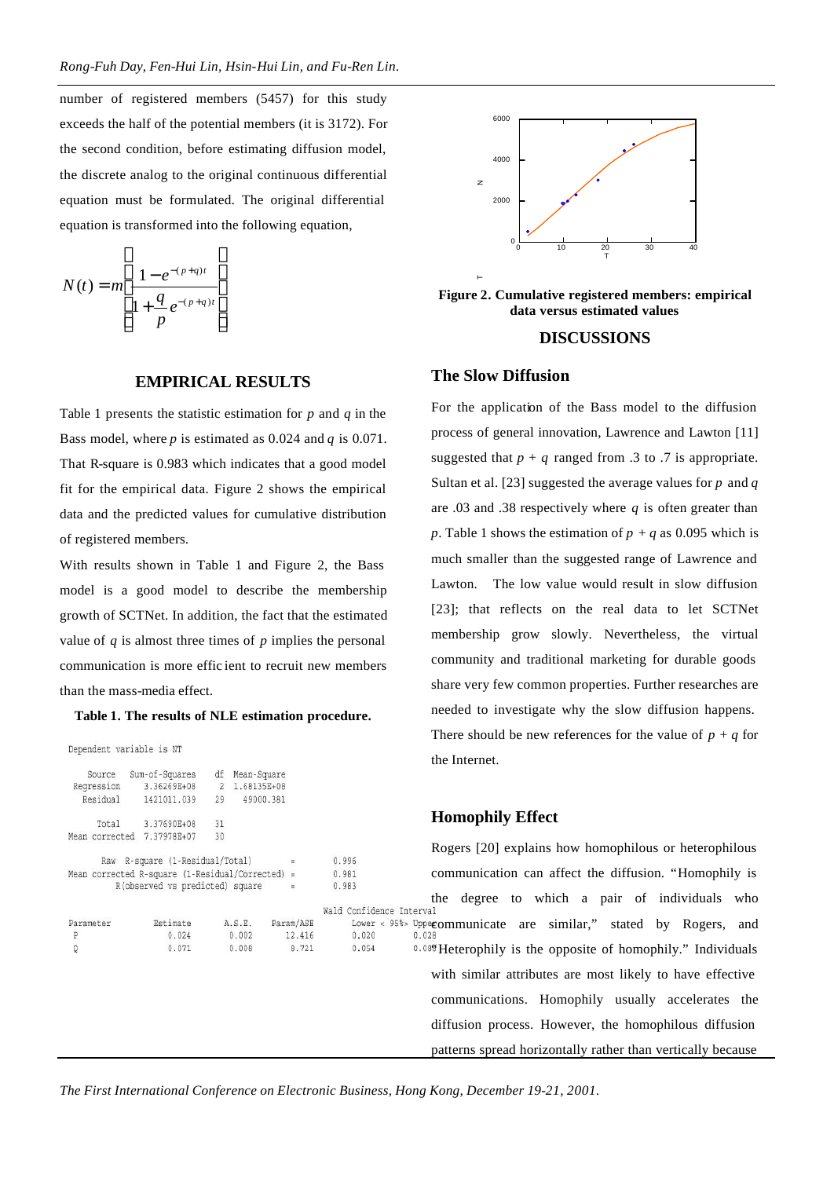number of registered members (5457) for this study exceeds the half of the potential members (it is 3172). For the second condition, before estimating diffusion model, the discrete analog to the original continuous differential equation must be formulated. The original differential equation is transformed into the following equation,

$$N(t) = m\left[\frac{1 - e^{-(p+q)t}}{1 + \frac{q}{p}e^{-(p+q)t}}\right]$$

## EMPIRICAL RESULTS

Table 1 presents the statistic estimation for $p$ and $q$ in the Bass model, where $p$ is estimated as 0.024 and $q$ is 0.071. That R-square is 0.983 which indicates that a good model fit for the empirical data. Figure 2 shows the empirical data and the predicted values for cumulative distribution of registered members.

With results shown in Table 1 and Figure 2, the Bass model is a good model to describe the membership growth of SCTNet. In addition, the fact that the estimated value of $q$ is almost three times of $p$ implies the personal communication is more efficient to recruit new members than the mass-media effect.

**Table 1. The results of NLE estimation procedure.**

Dependent variable is NT

| Source | Sum-of-Squares | df | Mean-Square |
|---|---|---|---|
| Regression | 3.36269E+08 | 2 | 1.68135E+08 |
| Residual | 1421011.039 | 29 | 49000.381 |
| Total | 3.37690E+08 | 31 | |
| Mean corrected | 7.37978E+07 | 30 | |

| | | |
|---|---|---|
| Raw R-square (1-Residual/Total) | = | 0.996 |
| Mean corrected R-square (1-Residual/Corrected) | = | 0.981 |
| R(observed vs predicted) square | = | 0.983 |

| Parameter | Estimate | A.S.E. | Param/ASE | Wald Confidence Interval Lower < 95%> | Upper |
|---|---|---|---|---|---|
| P | 0.024 | 0.002 | 12.416 | 0.020 | 0.028 |
| Q | 0.071 | 0.008 | 8.721 | 0.054 | 0.089 |

**Figure 2. Cumulative registered members: empirical data versus estimated values**

## DISCUSSIONS

### The Slow Diffusion

For the application of the Bass model to the diffusion process of general innovation, Lawrence and Lawton [11] suggested that $p + q$ ranged from .3 to .7 is appropriate. Sultan et al. [23] suggested the average values for $p$ and $q$ are .03 and .38 respectively where $q$ is often greater than $p$. Table 1 shows the estimation of $p + q$ as 0.095 which is much smaller than the suggested range of Lawrence and Lawton. The low value would result in slow diffusion [23]; that reflects on the real data to let SCTNet membership grow slowly. Nevertheless, the virtual community and traditional marketing for durable goods share very few common properties. Further researches are needed to investigate why the slow diffusion happens. There should be new references for the value of $p + q$ for the Internet.

### Homophily Effect

Rogers [20] explains how homophilous or heterophilous communication can affect the diffusion. "Homophily is the degree to which a pair of individuals who communicate are similar," stated by Rogers, and "Heterophily is the opposite of homophily." Individuals with similar attributes are most likely to have effective communications. Homophily usually accelerates the diffusion process. However, the homophilous diffusion patterns spread horizontally rather than vertically because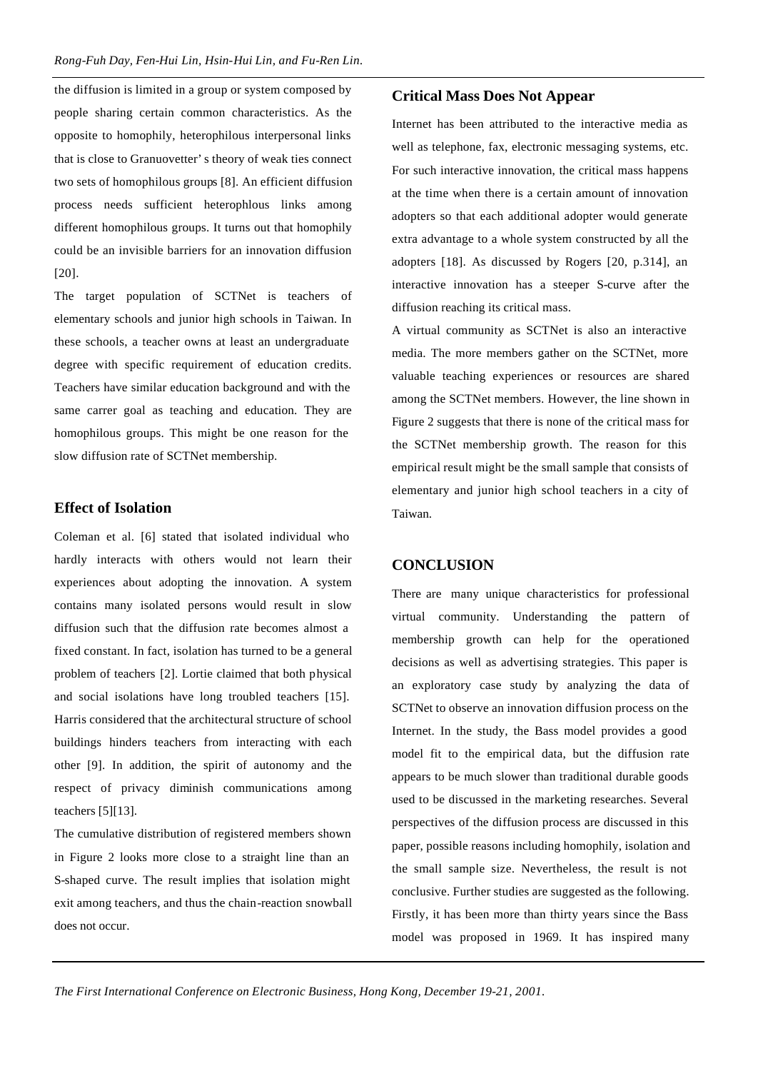the diffusion is limited in a group or system composed by people sharing certain common characteristics. As the opposite to homophily, heterophilous interpersonal links that is close to Granuovetter' s theory of weak ties connect two sets of homophilous groups [8]. An efficient diffusion process needs sufficient heterophlous links among different homophilous groups. It turns out that homophily could be an invisible barriers for an innovation diffusion [20].

The target population of SCTNet is teachers of elementary schools and junior high schools in Taiwan. In these schools, a teacher owns at least an undergraduate degree with specific requirement of education credits. Teachers have similar education background and with the same carrer goal as teaching and education. They are homophilous groups. This might be one reason for the slow diffusion rate of SCTNet membership.

## Effect of Isolation

Coleman et al. [6] stated that isolated individual who hardly interacts with others would not learn their experiences about adopting the innovation. A system contains many isolated persons would result in slow diffusion such that the diffusion rate becomes almost a fixed constant. In fact, isolation has turned to be a general problem of teachers [2]. Lortie claimed that both physical and social isolations have long troubled teachers [15]. Harris considered that the architectural structure of school buildings hinders teachers from interacting with each other [9]. In addition, the spirit of autonomy and the respect of privacy diminish communications among teachers [5][13].

The cumulative distribution of registered members shown in Figure 2 looks more close to a straight line than an S-shaped curve. The result implies that isolation might exit among teachers, and thus the chain-reaction snowball does not occur.

## Critical Mass Does Not Appear

Internet has been attributed to the interactive media as well as telephone, fax, electronic messaging systems, etc. For such interactive innovation, the critical mass happens at the time when there is a certain amount of innovation adopters so that each additional adopter would generate extra advantage to a whole system constructed by all the adopters [18]. As discussed by Rogers [20, p.314], an interactive innovation has a steeper S-curve after the diffusion reaching its critical mass.

A virtual community as SCTNet is also an interactive media. The more members gather on the SCTNet, more valuable teaching experiences or resources are shared among the SCTNet members. However, the line shown in Figure 2 suggests that there is none of the critical mass for the SCTNet membership growth. The reason for this empirical result might be the small sample that consists of elementary and junior high school teachers in a city of Taiwan.

## CONCLUSION

There are many unique characteristics for professional virtual community. Understanding the pattern of membership growth can help for the operationed decisions as well as advertising strategies. This paper is an exploratory case study by analyzing the data of SCTNet to observe an innovation diffusion process on the Internet. In the study, the Bass model provides a good model fit to the empirical data, but the diffusion rate appears to be much slower than traditional durable goods used to be discussed in the marketing researches. Several perspectives of the diffusion process are discussed in this paper, possible reasons including homophily, isolation and the small sample size. Nevertheless, the result is not conclusive. Further studies are suggested as the following. Firstly, it has been more than thirty years since the Bass model was proposed in 1969. It has inspired many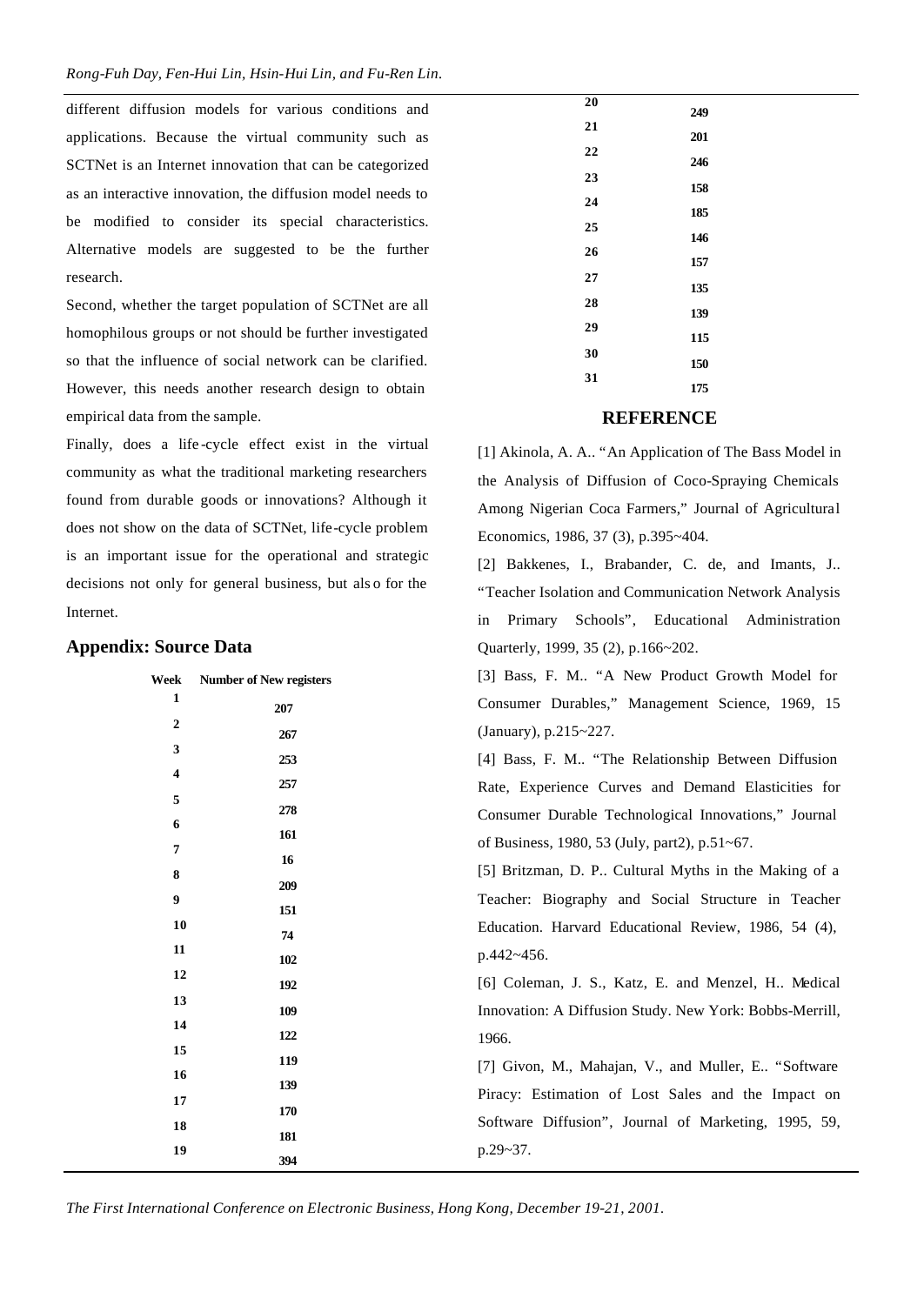different diffusion models for various conditions and applications. Because the virtual community such as SCTNet is an Internet innovation that can be categorized as an interactive innovation, the diffusion model needs to be modified to consider its special characteristics. Alternative models are suggested to be the further research.

Second, whether the target population of SCTNet are all homophilous groups or not should be further investigated so that the influence of social network can be clarified. However, this needs another research design to obtain empirical data from the sample.

Finally, does a life-cycle effect exist in the virtual community as what the traditional marketing researchers found from durable goods or innovations? Although it does not show on the data of SCTNet, life-cycle problem is an important issue for the operational and strategic decisions not only for general business, but also for the Internet.

## Appendix: Source Data

| Week | Number of New registers |
|---|---|
| 1 | 207 |
| 2 | 267 |
| 3 | 253 |
| 4 | 257 |
| 5 | 278 |
| 6 | 161 |
| 7 | 16 |
| 8 | 209 |
| 9 | 151 |
| 10 | 74 |
| 11 | 102 |
| 12 | 192 |
| 13 | 109 |
| 14 | 122 |
| 15 | 119 |
| 16 | 139 |
| 17 | 170 |
| 18 | 181 |
| 19 | 394 |
| 20 | 249 |
| 21 | 201 |
| 22 | 246 |
| 23 | 158 |
| 24 | 185 |
| 25 | 146 |
| 26 | 157 |
| 27 | 135 |
| 28 | 139 |
| 29 | 115 |
| 30 | 150 |
| 31 | 175 |

## REFERENCE

[1] Akinola, A. A.. "An Application of The Bass Model in the Analysis of Diffusion of Coco-Spraying Chemicals Among Nigerian Coca Farmers," Journal of Agricultural Economics, 1986, 37 (3), p.395~404.

[2] Bakkenes, I., Brabander, C. de, and Imants, J.. "Teacher Isolation and Communication Network Analysis in Primary Schools", Educational Administration Quarterly, 1999, 35 (2), p.166~202.

[3] Bass, F. M.. "A New Product Growth Model for Consumer Durables," Management Science, 1969, 15 (January), p.215~227.

[4] Bass, F. M.. "The Relationship Between Diffusion Rate, Experience Curves and Demand Elasticities for Consumer Durable Technological Innovations," Journal of Business, 1980, 53 (July, part2), p.51~67.

[5] Britzman, D. P.. Cultural Myths in the Making of a Teacher: Biography and Social Structure in Teacher Education. Harvard Educational Review, 1986, 54 (4), p.442~456.

[6] Coleman, J. S., Katz, E. and Menzel, H.. Medical Innovation: A Diffusion Study. New York: Bobbs-Merrill, 1966.

[7] Givon, M., Mahajan, V., and Muller, E.. "Software Piracy: Estimation of Lost Sales and the Impact on Software Diffusion", Journal of Marketing, 1995, 59, p.29~37.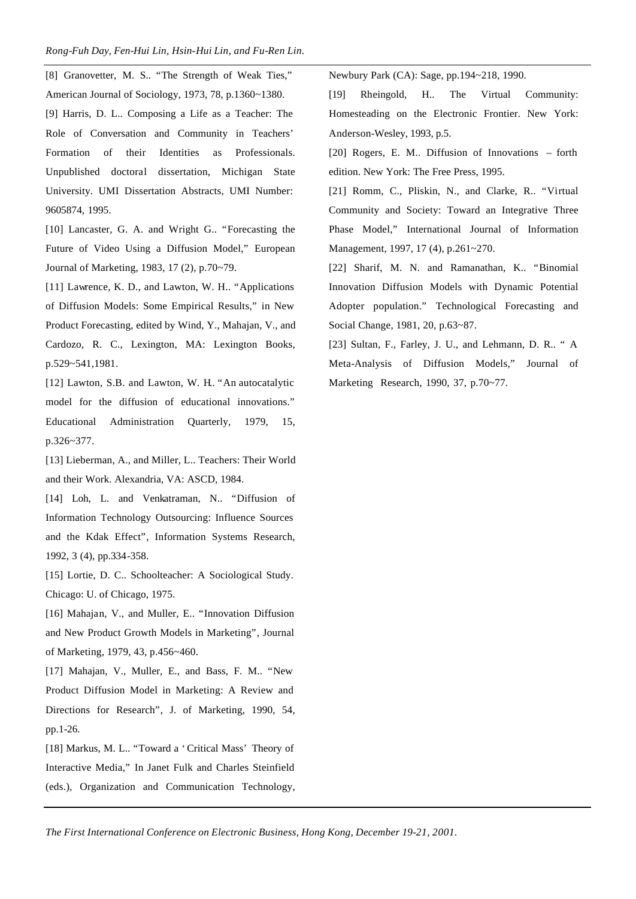[8] Granovetter, M. S.. "The Strength of Weak Ties," American Journal of Sociology, 1973, 78, p.1360~1380.

[9] Harris, D. L.. Composing a Life as a Teacher: The Role of Conversation and Community in Teachers' Formation of their Identities as Professionals. Unpublished doctoral dissertation, Michigan State University. UMI Dissertation Abstracts, UMI Number: 9605874, 1995.

[10] Lancaster, G. A. and Wright G.. "Forecasting the Future of Video Using a Diffusion Model," European Journal of Marketing, 1983, 17 (2), p.70~79.

[11] Lawrence, K. D., and Lawton, W. H.. "Applications of Diffusion Models: Some Empirical Results," in New Product Forecasting, edited by Wind, Y., Mahajan, V., and Cardozo, R. C., Lexington, MA: Lexington Books, p.529~541,1981.

[12] Lawton, S.B. and Lawton, W. H.. "An autocatalytic model for the diffusion of educational innovations." Educational Administration Quarterly, 1979, 15, p.326~377.

[13] Lieberman, A., and Miller, L.. Teachers: Their World and their Work. Alexandria, VA: ASCD, 1984.

[14] Loh, L. and Venkatraman, N.. "Diffusion of Information Technology Outsourcing: Influence Sources and the Kdak Effect", Information Systems Research, 1992, 3 (4), pp.334-358.

[15] Lortie, D. C.. Schoolteacher: A Sociological Study. Chicago: U. of Chicago, 1975.

[16] Mahajan, V., and Muller, E.. "Innovation Diffusion and New Product Growth Models in Marketing", Journal of Marketing, 1979, 43, p.456~460.

[17] Mahajan, V., Muller, E., and Bass, F. M.. "New Product Diffusion Model in Marketing: A Review and Directions for Research", J. of Marketing, 1990, 54, pp.1-26.

[18] Markus, M. L.. "Toward a 'Critical Mass' Theory of Interactive Media," In Janet Fulk and Charles Steinfield (eds.), Organization and Communication Technology, Newbury Park (CA): Sage, pp.194~218, 1990.

[19] Rheingold, H.. The Virtual Community: Homesteading on the Electronic Frontier. New York: Anderson-Wesley, 1993, p.5.

[20] Rogers, E. M.. Diffusion of Innovations – forth edition. New York: The Free Press, 1995.

[21] Romm, C., Pliskin, N., and Clarke, R.. "Virtual Community and Society: Toward an Integrative Three Phase Model," International Journal of Information Management, 1997, 17 (4), p.261~270.

[22] Sharif, M. N. and Ramanathan, K.. "Binomial Innovation Diffusion Models with Dynamic Potential Adopter population." Technological Forecasting and Social Change, 1981, 20, p.63~87.

[23] Sultan, F., Farley, J. U., and Lehmann, D. R.. " A Meta-Analysis of Diffusion Models," Journal of Marketing Research, 1990, 37, p.70~77.